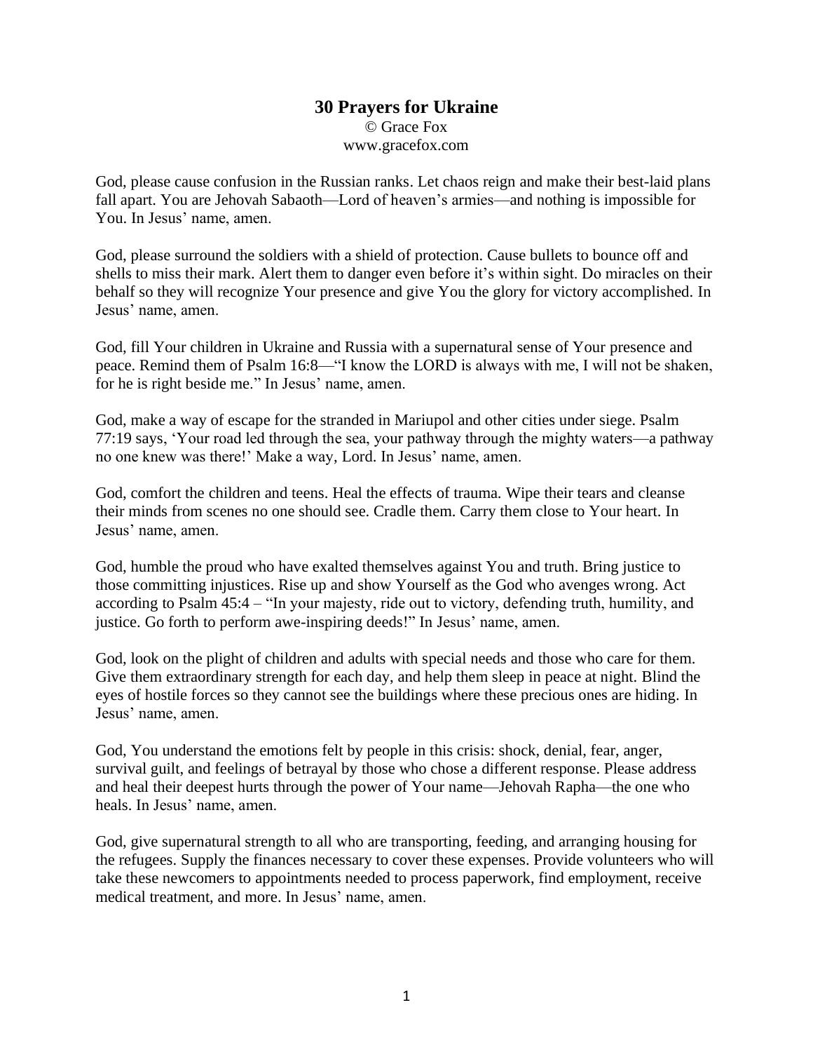# 30 Prayers for Ukraine

© Grace Fox
www.gracefox.com

God, please cause confusion in the Russian ranks. Let chaos reign and make their best-laid plans fall apart. You are Jehovah Sabaoth—Lord of heaven's armies—and nothing is impossible for You. In Jesus' name, amen.

God, please surround the soldiers with a shield of protection. Cause bullets to bounce off and shells to miss their mark. Alert them to danger even before it's within sight. Do miracles on their behalf so they will recognize Your presence and give You the glory for victory accomplished. In Jesus' name, amen.

God, fill Your children in Ukraine and Russia with a supernatural sense of Your presence and peace. Remind them of Psalm 16:8—"I know the LORD is always with me, I will not be shaken, for he is right beside me." In Jesus' name, amen.

God, make a way of escape for the stranded in Mariupol and other cities under siege. Psalm 77:19 says, 'Your road led through the sea, your pathway through the mighty waters—a pathway no one knew was there!' Make a way, Lord. In Jesus' name, amen.

God, comfort the children and teens. Heal the effects of trauma. Wipe their tears and cleanse their minds from scenes no one should see. Cradle them. Carry them close to Your heart. In Jesus' name, amen.

God, humble the proud who have exalted themselves against You and truth. Bring justice to those committing injustices. Rise up and show Yourself as the God who avenges wrong. Act according to Psalm 45:4 – "In your majesty, ride out to victory, defending truth, humility, and justice. Go forth to perform awe-inspiring deeds!" In Jesus' name, amen.

God, look on the plight of children and adults with special needs and those who care for them. Give them extraordinary strength for each day, and help them sleep in peace at night. Blind the eyes of hostile forces so they cannot see the buildings where these precious ones are hiding. In Jesus' name, amen.

God, You understand the emotions felt by people in this crisis: shock, denial, fear, anger, survival guilt, and feelings of betrayal by those who chose a different response. Please address and heal their deepest hurts through the power of Your name—Jehovah Rapha—the one who heals. In Jesus' name, amen.

God, give supernatural strength to all who are transporting, feeding, and arranging housing for the refugees. Supply the finances necessary to cover these expenses. Provide volunteers who will take these newcomers to appointments needed to process paperwork, find employment, receive medical treatment, and more. In Jesus' name, amen.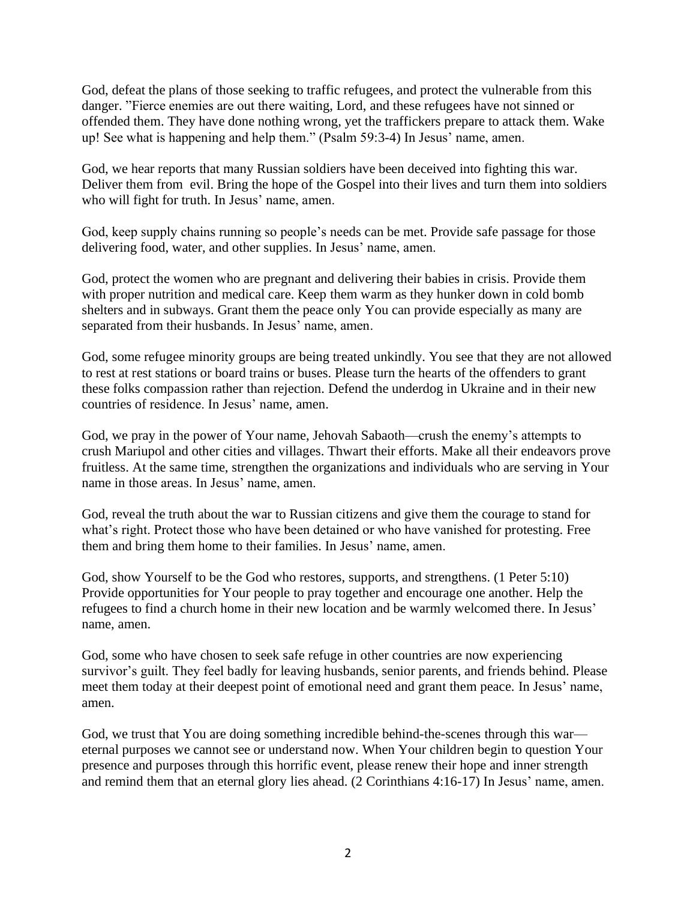God, defeat the plans of those seeking to traffic refugees, and protect the vulnerable from this danger. "Fierce enemies are out there waiting, Lord, and these refugees have not sinned or offended them. They have done nothing wrong, yet the traffickers prepare to attack them. Wake up! See what is happening and help them." (Psalm 59:3-4) In Jesus' name, amen.

God, we hear reports that many Russian soldiers have been deceived into fighting this war. Deliver them from evil. Bring the hope of the Gospel into their lives and turn them into soldiers who will fight for truth. In Jesus' name, amen.

God, keep supply chains running so people's needs can be met. Provide safe passage for those delivering food, water, and other supplies. In Jesus' name, amen.

God, protect the women who are pregnant and delivering their babies in crisis. Provide them with proper nutrition and medical care. Keep them warm as they hunker down in cold bomb shelters and in subways. Grant them the peace only You can provide especially as many are separated from their husbands. In Jesus' name, amen.

God, some refugee minority groups are being treated unkindly. You see that they are not allowed to rest at rest stations or board trains or buses. Please turn the hearts of the offenders to grant these folks compassion rather than rejection. Defend the underdog in Ukraine and in their new countries of residence. In Jesus' name, amen.

God, we pray in the power of Your name, Jehovah Sabaoth—crush the enemy's attempts to crush Mariupol and other cities and villages. Thwart their efforts. Make all their endeavors prove fruitless. At the same time, strengthen the organizations and individuals who are serving in Your name in those areas. In Jesus' name, amen.

God, reveal the truth about the war to Russian citizens and give them the courage to stand for what's right. Protect those who have been detained or who have vanished for protesting. Free them and bring them home to their families. In Jesus' name, amen.

God, show Yourself to be the God who restores, supports, and strengthens. (1 Peter 5:10) Provide opportunities for Your people to pray together and encourage one another. Help the refugees to find a church home in their new location and be warmly welcomed there. In Jesus' name, amen.

God, some who have chosen to seek safe refuge in other countries are now experiencing survivor's guilt. They feel badly for leaving husbands, senior parents, and friends behind. Please meet them today at their deepest point of emotional need and grant them peace. In Jesus' name, amen.

God, we trust that You are doing something incredible behind-the-scenes through this war—eternal purposes we cannot see or understand now. When Your children begin to question Your presence and purposes through this horrific event, please renew their hope and inner strength and remind them that an eternal glory lies ahead. (2 Corinthians 4:16-17) In Jesus' name, amen.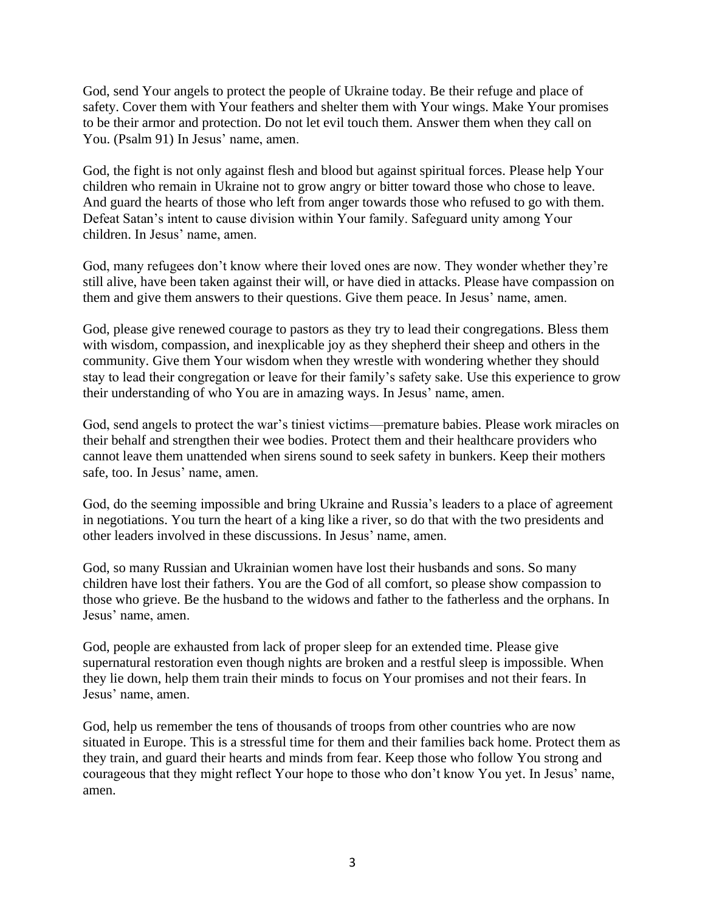God, send Your angels to protect the people of Ukraine today. Be their refuge and place of safety. Cover them with Your feathers and shelter them with Your wings. Make Your promises to be their armor and protection. Do not let evil touch them. Answer them when they call on You. (Psalm 91) In Jesus' name, amen.

God, the fight is not only against flesh and blood but against spiritual forces. Please help Your children who remain in Ukraine not to grow angry or bitter toward those who chose to leave. And guard the hearts of those who left from anger towards those who refused to go with them. Defeat Satan's intent to cause division within Your family. Safeguard unity among Your children. In Jesus' name, amen.

God, many refugees don't know where their loved ones are now. They wonder whether they're still alive, have been taken against their will, or have died in attacks. Please have compassion on them and give them answers to their questions. Give them peace. In Jesus' name, amen.

God, please give renewed courage to pastors as they try to lead their congregations. Bless them with wisdom, compassion, and inexplicable joy as they shepherd their sheep and others in the community. Give them Your wisdom when they wrestle with wondering whether they should stay to lead their congregation or leave for their family's safety sake. Use this experience to grow their understanding of who You are in amazing ways. In Jesus' name, amen.

God, send angels to protect the war's tiniest victims—premature babies. Please work miracles on their behalf and strengthen their wee bodies. Protect them and their healthcare providers who cannot leave them unattended when sirens sound to seek safety in bunkers. Keep their mothers safe, too. In Jesus' name, amen.

God, do the seeming impossible and bring Ukraine and Russia's leaders to a place of agreement in negotiations. You turn the heart of a king like a river, so do that with the two presidents and other leaders involved in these discussions. In Jesus' name, amen.

God, so many Russian and Ukrainian women have lost their husbands and sons. So many children have lost their fathers. You are the God of all comfort, so please show compassion to those who grieve. Be the husband to the widows and father to the fatherless and the orphans. In Jesus' name, amen.

God, people are exhausted from lack of proper sleep for an extended time. Please give supernatural restoration even though nights are broken and a restful sleep is impossible. When they lie down, help them train their minds to focus on Your promises and not their fears. In Jesus' name, amen.

God, help us remember the tens of thousands of troops from other countries who are now situated in Europe. This is a stressful time for them and their families back home. Protect them as they train, and guard their hearts and minds from fear. Keep those who follow You strong and courageous that they might reflect Your hope to those who don't know You yet. In Jesus' name, amen.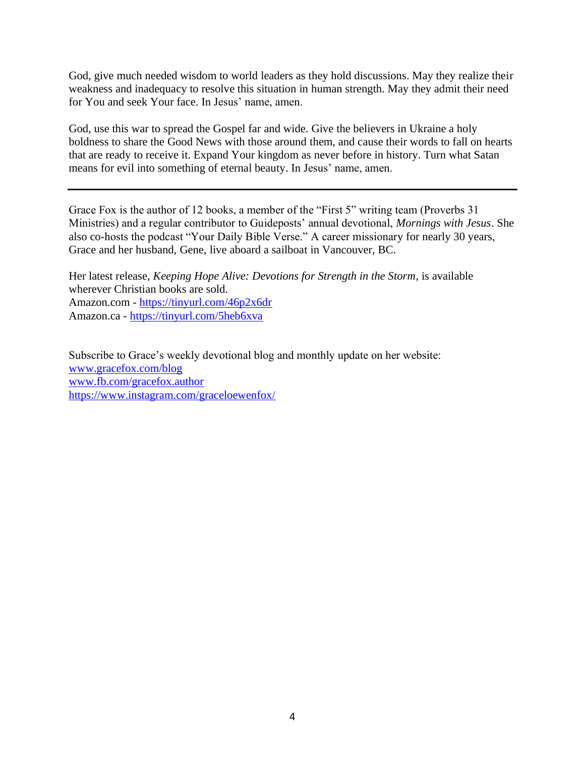God, give much needed wisdom to world leaders as they hold discussions. May they realize their weakness and inadequacy to resolve this situation in human strength. May they admit their need for You and seek Your face. In Jesus' name, amen.

God, use this war to spread the Gospel far and wide. Give the believers in Ukraine a holy boldness to share the Good News with those around them, and cause their words to fall on hearts that are ready to receive it. Expand Your kingdom as never before in history. Turn what Satan means for evil into something of eternal beauty. In Jesus' name, amen.

---

Grace Fox is the author of 12 books, a member of the "First 5" writing team (Proverbs 31 Ministries) and a regular contributor to Guideposts' annual devotional, *Mornings with Jesus*. She also co-hosts the podcast "Your Daily Bible Verse." A career missionary for nearly 30 years, Grace and her husband, Gene, live aboard a sailboat in Vancouver, BC.

Her latest release, *Keeping Hope Alive: Devotions for Strength in the Storm*, is available wherever Christian books are sold.
Amazon.com - https://tinyurl.com/46p2x6dr
Amazon.ca - https://tinyurl.com/5heb6xva

Subscribe to Grace's weekly devotional blog and monthly update on her website:
www.gracefox.com/blog
www.fb.com/gracefox.author
https://www.instagram.com/graceloewenfox/